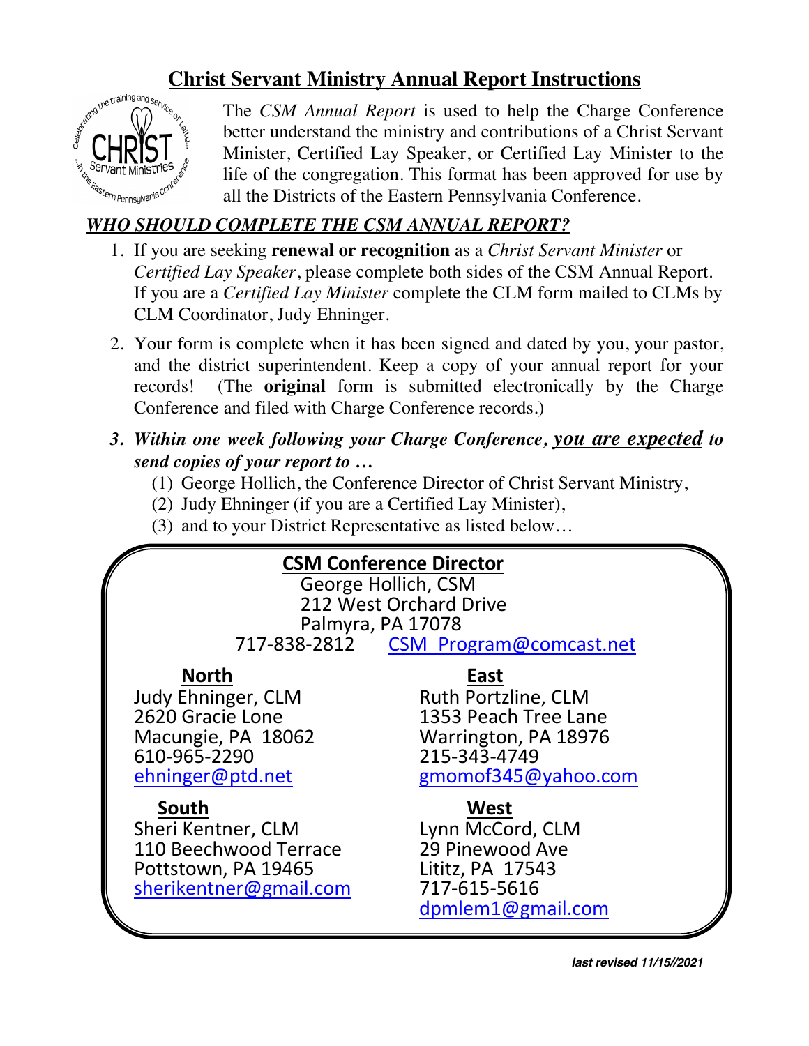# Christ Servant Ministry Annual Report Instructions

The *CSM Annual Report* is used to help the Charge Conference better understand the ministry and contributions of a Christ Servant Minister, Certified Lay Speaker, or Certified Lay Minister to the life of the congregation. This format has been approved for use by all the Districts of the Eastern Pennsylvania Conference.

## *WHO SHOULD COMPLETE THE CSM ANNUAL REPORT?*

1. If you are seeking **renewal or recognition** as a *Christ Servant Minister* or *Certified Lay Speaker*, please complete both sides of the CSM Annual Report. If you are a *Certified Lay Minister* complete the CLM form mailed to CLMs by CLM Coordinator, Judy Ehninger.
2. Your form is complete when it has been signed and dated by you, your pastor, and the district superintendent. Keep a copy of your annual report for your records! (The **original** form is submitted electronically by the Charge Conference and filed with Charge Conference records.)
3. ***Within one week following your Charge Conference, you are expected to send copies of your report to …***
   1. George Hollich, the Conference Director of Christ Servant Ministry,
   2. Judy Ehninger (if you are a Certified Lay Minister),
   3. and to your District Representative as listed below…

**CSM Conference Director**
George Hollich, CSM
212 West Orchard Drive
Palmyra, PA 17078
717-838-2812 CSM_Program@comcast.net

**North**
Judy Ehninger, CLM
2620 Gracie Lone
Macungie, PA 18062
610-965-2290
ehninger@ptd.net

**East**
Ruth Portzline, CLM
1353 Peach Tree Lane
Warrington, PA 18976
215-343-4749
gmomof345@yahoo.com

**South**
Sheri Kentner, CLM
110 Beechwood Terrace
Pottstown, PA 19465
sherikentner@gmail.com

**West**
Lynn McCord, CLM
29 Pinewood Ave
Lititz, PA 17543
717-615-5616
dpmlem1@gmail.com

*last revised 11/15//2021*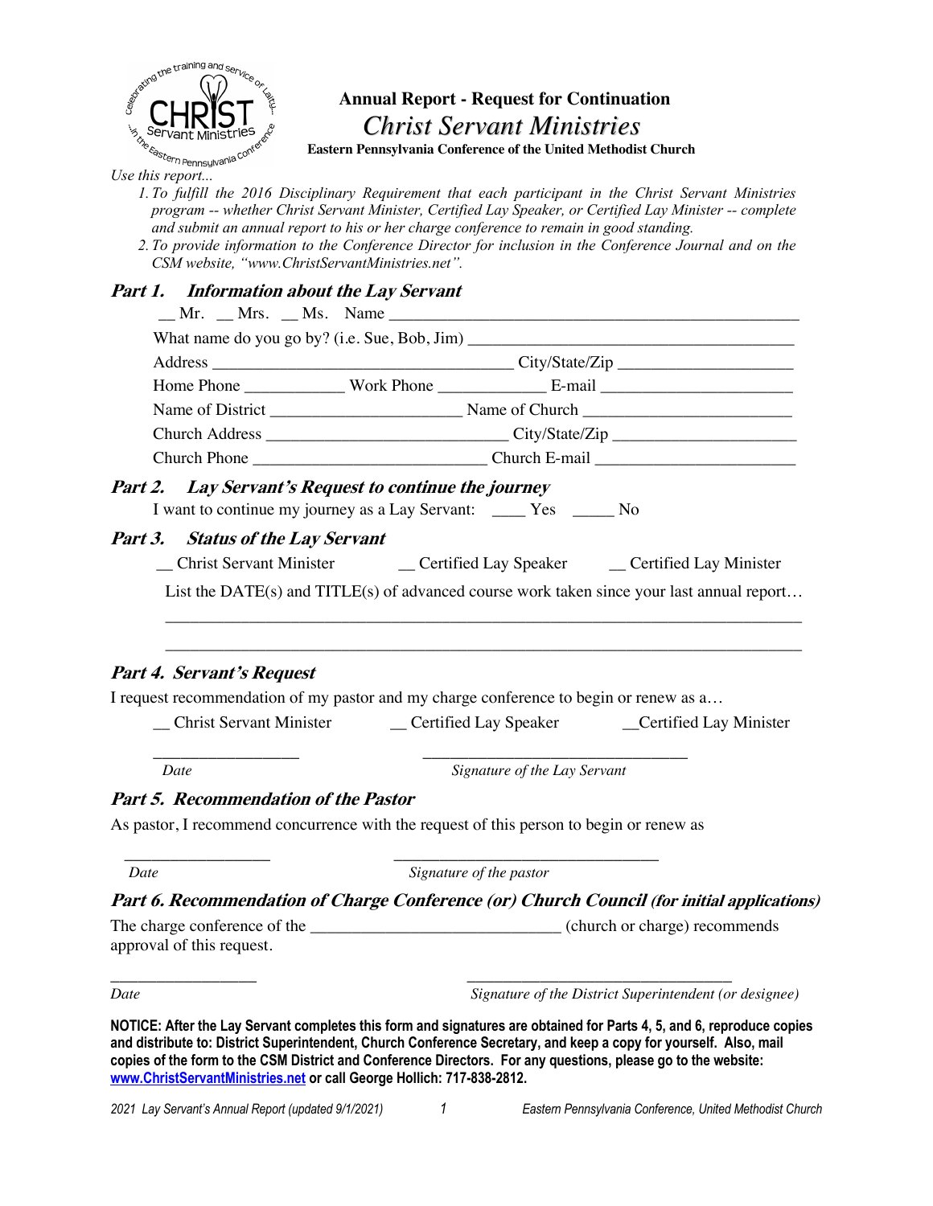# Annual Report - Request for Continuation

## *Christ Servant Ministries*

**Eastern Pennsylvania Conference of the United Methodist Church**

*Use this report...*

1. *To fulfill the 2016 Disciplinary Requirement that each participant in the Christ Servant Ministries program -- whether Christ Servant Minister, Certified Lay Speaker, or Certified Lay Minister -- complete and submit an annual report to his or her charge conference to remain in good standing.*
2. *To provide information to the Conference Director for inclusion in the Conference Journal and on the CSM website, "www.ChristServantMinistries.net".*

### *Part 1. Information about the Lay Servant*

__ Mr. __ Mrs. __ Ms. Name ______________________________________________

What name do you go by? (i.e. Sue, Bob, Jim) ______________________________________

Address __________________________________ City/State/Zip ____________________

Home Phone ____________ Work Phone _____________ E-mail _______________________

Name of District ______________________ Name of Church ________________________

Church Address ____________________________ City/State/Zip _____________________

Church Phone ___________________________ Church E-mail _______________________

### *Part 2. Lay Servant's Request to continue the journey*

I want to continue my journey as a Lay Servant: ____ Yes _____ No

### *Part 3. Status of the Lay Servant*

__ Christ Servant Minister __ Certified Lay Speaker __ Certified Lay Minister

List the DATE(s) and TITLE(s) of advanced course work taken since your last annual report…

__________________________________________________________________________

__________________________________________________________________________

### *Part 4. Servant's Request*

I request recommendation of my pastor and my charge conference to begin or renew as a…

__ Christ Servant Minister __ Certified Lay Speaker __Certified Lay Minister

_________________ _______________________________

*Date* *Signature of the Lay Servant*

### *Part 5. Recommendation of the Pastor*

As pastor, I recommend concurrence with the request of this person to begin or renew as

_________________ _______________________________

*Date* *Signature of the pastor*

### *Part 6. Recommendation of Charge Conference (or) Church Council (for initial applications)*

The charge conference of the _____________________________ (church or charge) recommends approval of this request.

_________________ _______________________________

*Date* *Signature of the District Superintendent (or designee)*

**NOTICE: After the Lay Servant completes this form and signatures are obtained for Parts 4, 5, and 6, reproduce copies and distribute to: District Superintendent, Church Conference Secretary, and keep a copy for yourself. Also, mail copies of the form to the CSM District and Conference Directors. For any questions, please go to the website: www.ChristServantMinistries.net or call George Hollich: 717-838-2812.**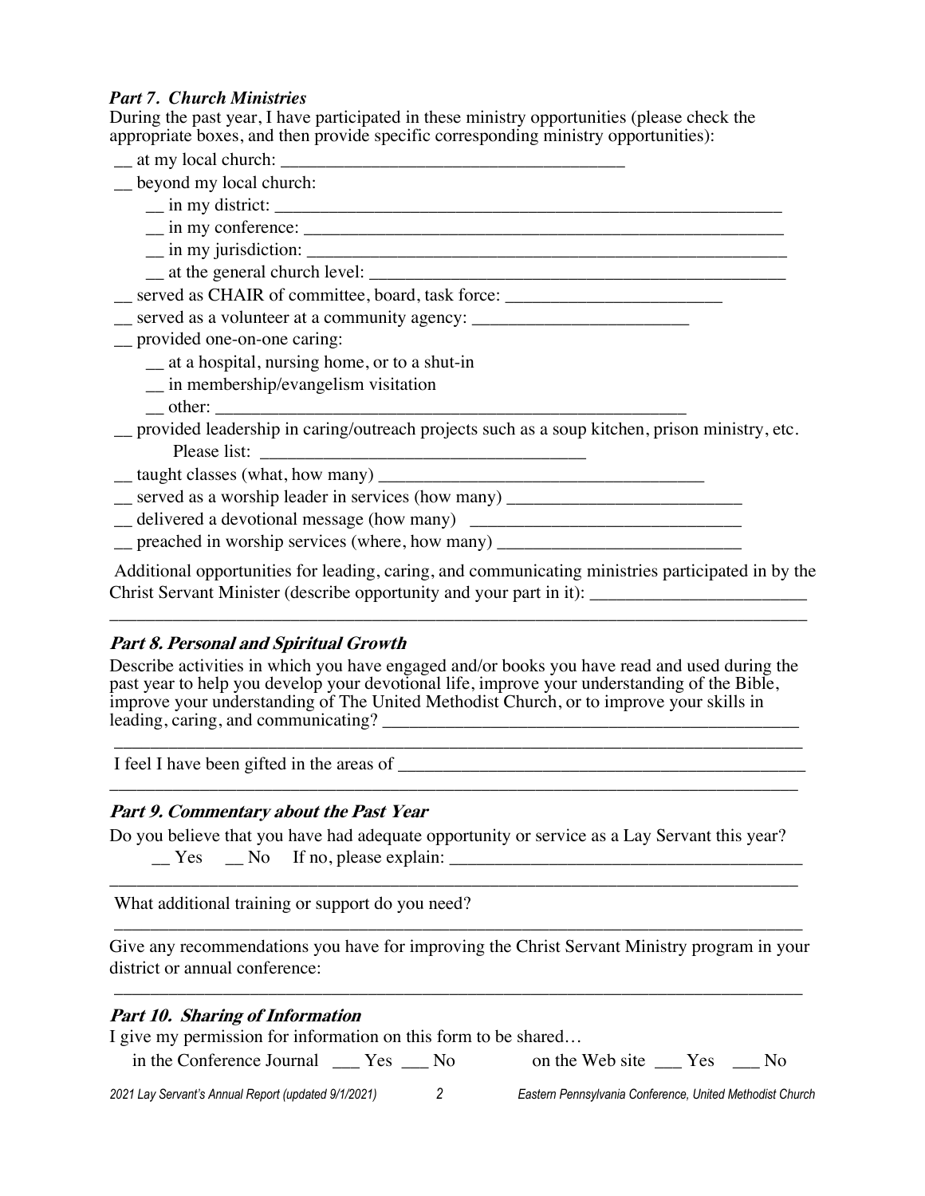### *Part 7. Church Ministries*

During the past year, I have participated in these ministry opportunities (please check the appropriate boxes, and then provide specific corresponding ministry opportunities):

__ at my local church: ______________________________________

__ beyond my local church:

  __ in my district: ___________________________________________________________

  __ in my conference: ________________________________________________________

  __ in my jurisdiction: _______________________________________________________

  __ at the general church level: _______________________________________________

__ served as CHAIR of committee, board, task force: ________________________

__ served as a volunteer at a community agency: ________________________

__ provided one-on-one caring:

  __ at a hospital, nursing home, or to a shut-in

  __ in membership/evangelism visitation

  __ other: ______________________________________________________

__ provided leadership in caring/outreach projects such as a soup kitchen, prison ministry, etc.
  Please list: ___________________________________

__ taught classes (what, how many) ____________________________________

__ served as a worship leader in services (how many) _________________________

__ delivered a devotional message (how many) ______________________________

__ preached in worship services (where, how many) __________________________

Additional opportunities for leading, caring, and communicating ministries participated in by the Christ Servant Minister (describe opportunity and your part in it): _______________________
____________________________________________________________________________

### *Part 8. Personal and Spiritual Growth*

Describe activities in which you have engaged and/or books you have read and used during the past year to help you develop your devotional life, improve your understanding of the Bible, improve your understanding of The United Methodist Church, or to improve your skills in leading, caring, and communicating? _______________________________________________
____________________________________________________________________________

I feel I have been gifted in the areas of ____________________________________________
____________________________________________________________________________

### *Part 9. Commentary about the Past Year*

Do you believe that you have had adequate opportunity or service as a Lay Servant this year?
  __ Yes  __ No  If no, please explain: _______________________________________
____________________________________________________________________________

What additional training or support do you need?
____________________________________________________________________________

Give any recommendations you have for improving the Christ Servant Ministry program in your district or annual conference:
____________________________________________________________________________

### *Part 10. Sharing of Information*

I give my permission for information on this form to be shared…

  in the Conference Journal ___ Yes ___ No    on the Web site ___ Yes ___ No